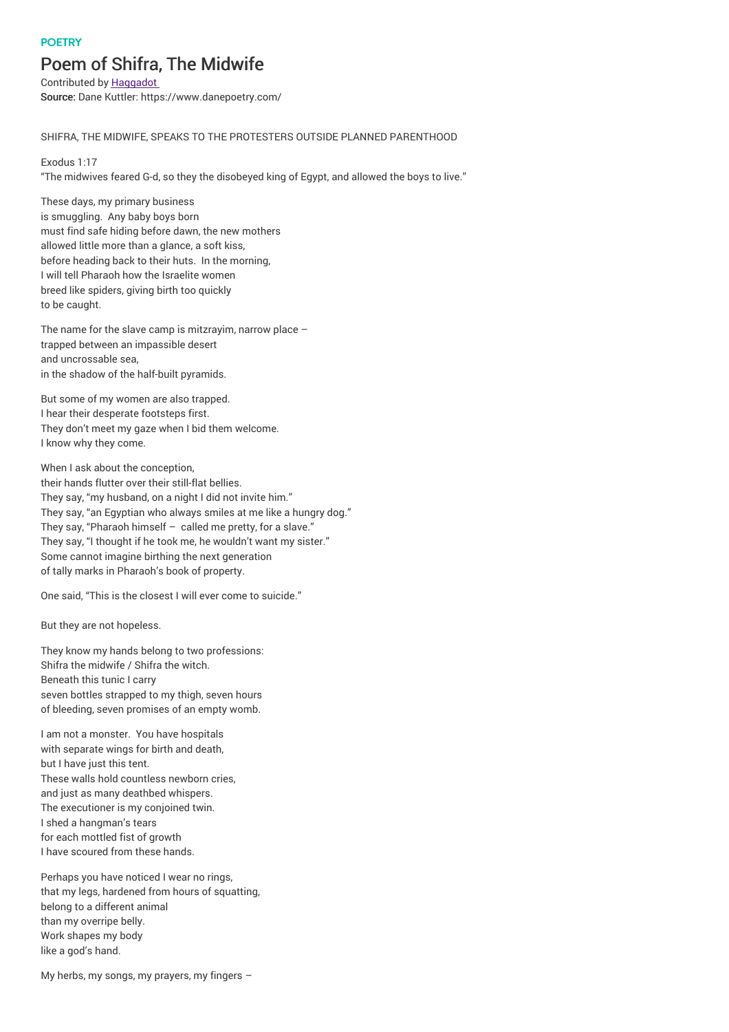POETRY

# Poem of Shifra, The Midwife

Contributed by Haggadot
**Source:** Dane Kuttler: https://www.danepoetry.com/

SHIFRA, THE MIDWIFE, SPEAKS TO THE PROTESTERS OUTSIDE PLANNED PARENTHOOD

Exodus 1:17
"The midwives feared G-d, so they the disobeyed king of Egypt, and allowed the boys to live."

These days, my primary business
is smuggling.  Any baby boys born
must find safe hiding before dawn, the new mothers
allowed little more than a glance, a soft kiss,
before heading back to their huts.  In the morning,
I will tell Pharaoh how the Israelite women
breed like spiders, giving birth too quickly
to be caught.

The name for the slave camp is mitzrayim, narrow place –
trapped between an impassible desert
and uncrossable sea,
in the shadow of the half-built pyramids.

But some of my women are also trapped.
I hear their desperate footsteps first.
They don't meet my gaze when I bid them welcome.
I know why they come.

When I ask about the conception,
their hands flutter over their still-flat bellies.
They say, "my husband, on a night I did not invite him."
They say, "an Egyptian who always smiles at me like a hungry dog."
They say, "Pharaoh himself –  called me pretty, for a slave."
They say, "I thought if he took me, he wouldn't want my sister."
Some cannot imagine birthing the next generation
of tally marks in Pharaoh's book of property.

One said, "This is the closest I will ever come to suicide."

But they are not hopeless.

They know my hands belong to two professions:
Shifra the midwife / Shifra the witch.
Beneath this tunic I carry
seven bottles strapped to my thigh, seven hours
of bleeding, seven promises of an empty womb.

I am not a monster.  You have hospitals
with separate wings for birth and death,
but I have just this tent.
These walls hold countless newborn cries,
and just as many deathbed whispers.
The executioner is my conjoined twin.
I shed a hangman's tears
for each mottled fist of growth
I have scoured from these hands.

Perhaps you have noticed I wear no rings,
that my legs, hardened from hours of squatting,
belong to a different animal
than my overripe belly.
Work shapes my body
like a god's hand.

My herbs, my songs, my prayers, my fingers –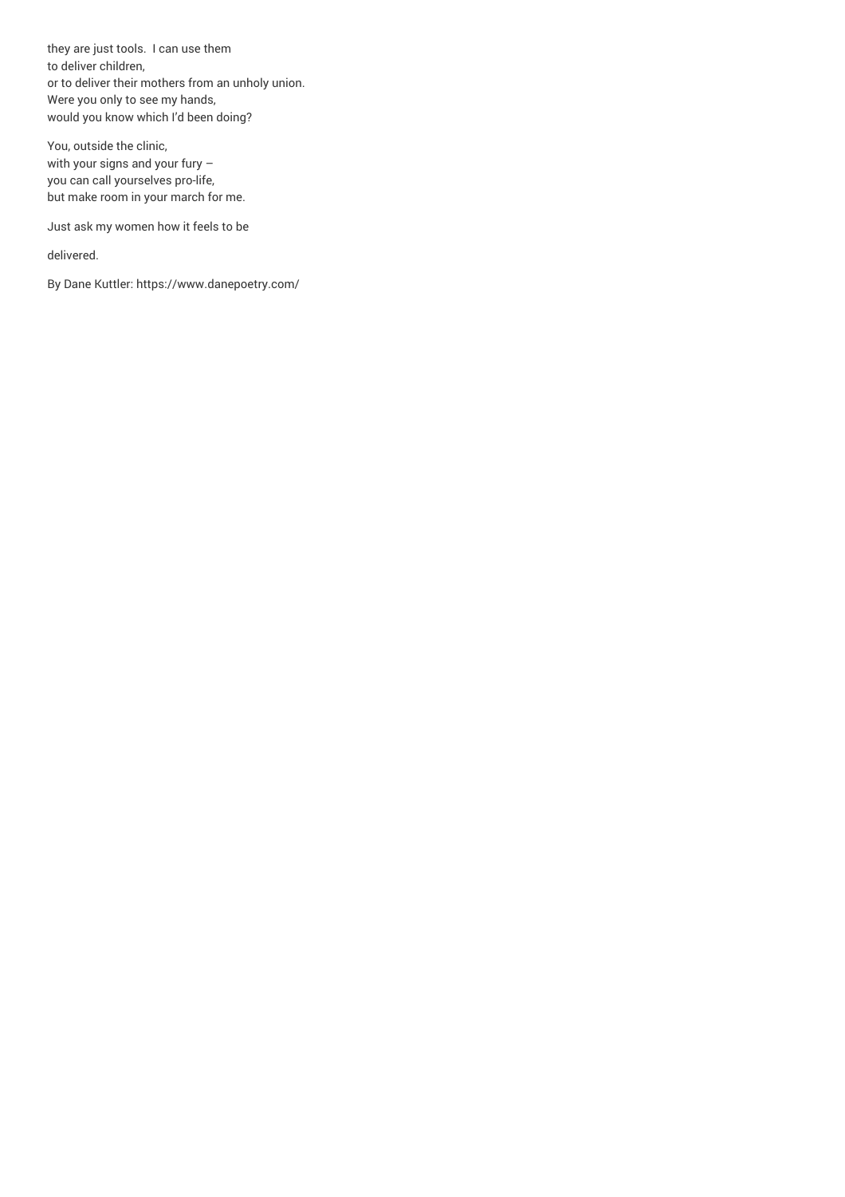they are just tools.  I can use them
to deliver children,
or to deliver their mothers from an unholy union.
Were you only to see my hands,
would you know which I'd been doing?

You, outside the clinic,
with your signs and your fury –
you can call yourselves pro-life,
but make room in your march for me.

Just ask my women how it feels to be

delivered.

By Dane Kuttler: https://www.danepoetry.com/